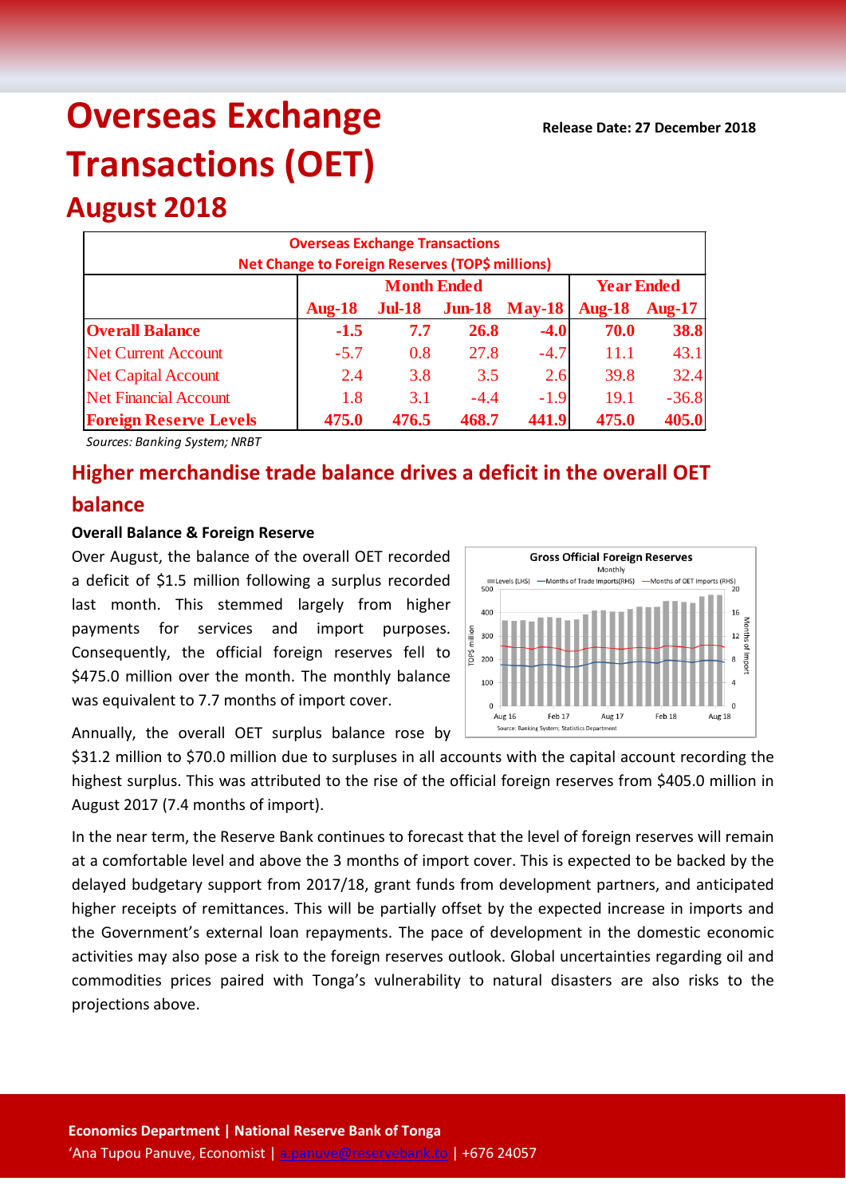# Overseas Exchange Transactions (OET)

**Release Date: 27 December 2018**

## August 2018

| Overseas Exchange Transactions<br>Net Change to Foreign Reserves (TOP$ millions) | | | | | | |
|---|---|---|---|---|---|---|
| | Month Ended | | | | Year Ended | |
| | Aug-18 | Jul-18 | Jun-18 | May-18 | Aug-18 | Aug-17 |
| **Overall Balance** | **-1.5** | **7.7** | **26.8** | **-4.0** | **70.0** | **38.8** |
| Net Current Account | -5.7 | 0.8 | 27.8 | -4.7 | 11.1 | 43.1 |
| Net Capital Account | 2.4 | 3.8 | 3.5 | 2.6 | 39.8 | 32.4 |
| Net Financial Account | 1.8 | 3.1 | -4.4 | -1.9 | 19.1 | -36.8 |
| **Foreign Reserve Levels** | **475.0** | **476.5** | **468.7** | **441.9** | **475.0** | **405.0** |

*Sources: Banking System; NRBT*

## Higher merchandise trade balance drives a deficit in the overall OET balance

**Overall Balance & Foreign Reserve**

Over August, the balance of the overall OET recorded a deficit of $1.5 million following a surplus recorded last month. This stemmed largely from higher payments for services and import purposes. Consequently, the official foreign reserves fell to $475.0 million over the month. The monthly balance was equivalent to 7.7 months of import cover.

Annually, the overall OET surplus balance rose by $31.2 million to $70.0 million due to surpluses in all accounts with the capital account recording the highest surplus. This was attributed to the rise of the official foreign reserves from $405.0 million in August 2017 (7.4 months of import).

In the near term, the Reserve Bank continues to forecast that the level of foreign reserves will remain at a comfortable level and above the 3 months of import cover. This is expected to be backed by the delayed budgetary support from 2017/18, grant funds from development partners, and anticipated higher receipts of remittances. This will be partially offset by the expected increase in imports and the Government's external loan repayments. The pace of development in the domestic economic activities may also pose a risk to the foreign reserves outlook. Global uncertainties regarding oil and commodities prices paired with Tonga's vulnerability to natural disasters are also risks to the projections above.

**Economics Department | National Reserve Bank of Tonga**
'Ana Tupou Panuve, Economist | a.panuve@reservebank.to | +676 24057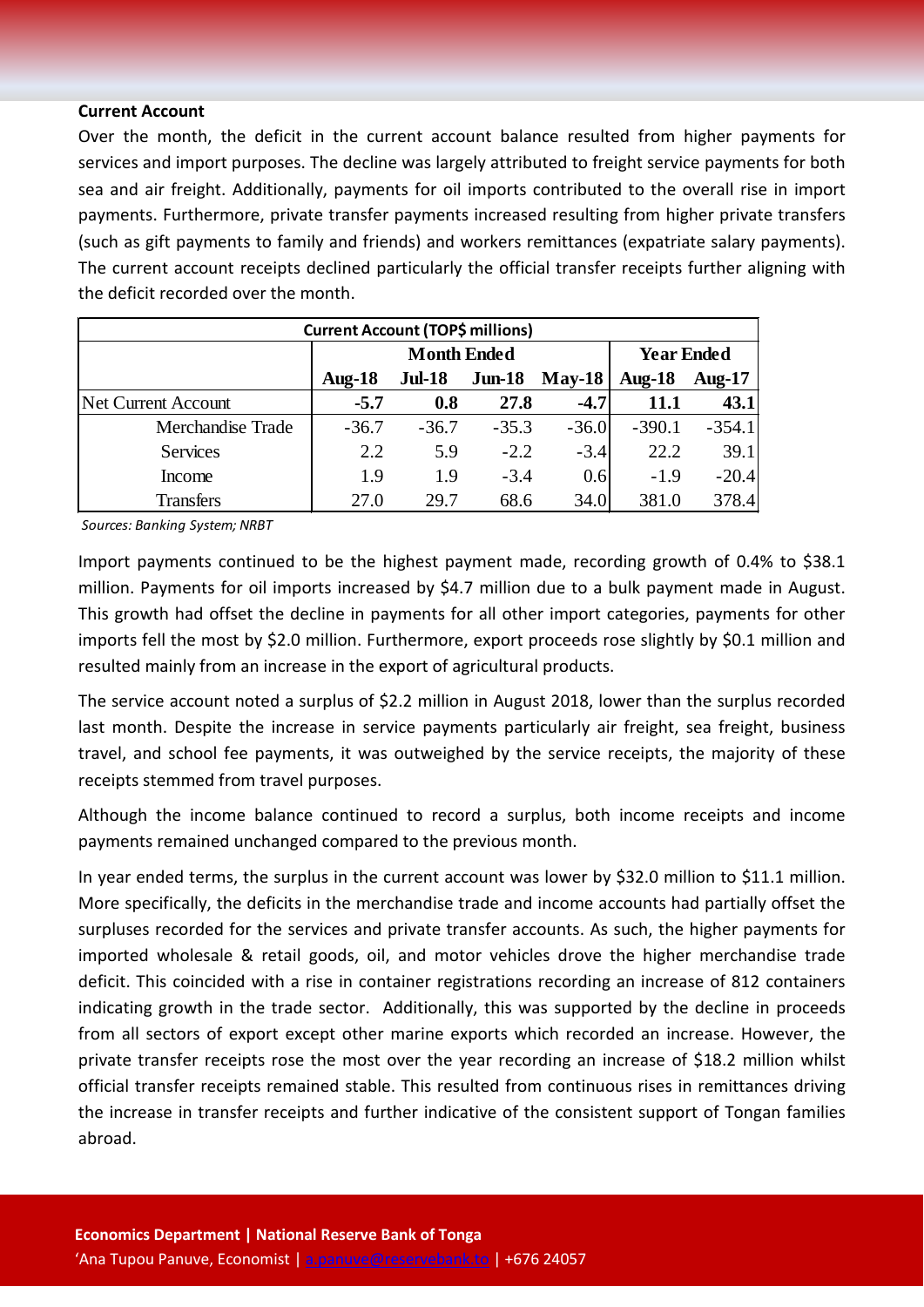**Current Account**

Over the month, the deficit in the current account balance resulted from higher payments for services and import purposes. The decline was largely attributed to freight service payments for both sea and air freight. Additionally, payments for oil imports contributed to the overall rise in import payments. Furthermore, private transfer payments increased resulting from higher private transfers (such as gift payments to family and friends) and workers remittances (expatriate salary payments). The current account receipts declined particularly the official transfer receipts further aligning with the deficit recorded over the month.

| Current Account (TOP$ millions) | | | | | | |
|---|---|---|---|---|---|---|
| | Month Ended | | | | Year Ended | |
| | Aug-18 | Jul-18 | Jun-18 | May-18 | Aug-18 | Aug-17 |
| Net Current Account | **-5.7** | **0.8** | **27.8** | **-4.7** | **11.1** | **43.1** |
| Merchandise Trade | -36.7 | -36.7 | -35.3 | -36.0 | -390.1 | -354.1 |
| Services | 2.2 | 5.9 | -2.2 | -3.4 | 22.2 | 39.1 |
| Income | 1.9 | 1.9 | -3.4 | 0.6 | -1.9 | -20.4 |
| Transfers | 27.0 | 29.7 | 68.6 | 34.0 | 381.0 | 378.4 |

*Sources: Banking System; NRBT*

Import payments continued to be the highest payment made, recording growth of 0.4% to $38.1 million. Payments for oil imports increased by $4.7 million due to a bulk payment made in August. This growth had offset the decline in payments for all other import categories, payments for other imports fell the most by $2.0 million. Furthermore, export proceeds rose slightly by $0.1 million and resulted mainly from an increase in the export of agricultural products.

The service account noted a surplus of $2.2 million in August 2018, lower than the surplus recorded last month. Despite the increase in service payments particularly air freight, sea freight, business travel, and school fee payments, it was outweighed by the service receipts, the majority of these receipts stemmed from travel purposes.

Although the income balance continued to record a surplus, both income receipts and income payments remained unchanged compared to the previous month.

In year ended terms, the surplus in the current account was lower by $32.0 million to $11.1 million. More specifically, the deficits in the merchandise trade and income accounts had partially offset the surpluses recorded for the services and private transfer accounts. As such, the higher payments for imported wholesale & retail goods, oil, and motor vehicles drove the higher merchandise trade deficit. This coincided with a rise in container registrations recording an increase of 812 containers indicating growth in the trade sector. Additionally, this was supported by the decline in proceeds from all sectors of export except other marine exports which recorded an increase. However, the private transfer receipts rose the most over the year recording an increase of $18.2 million whilst official transfer receipts remained stable. This resulted from continuous rises in remittances driving the increase in transfer receipts and further indicative of the consistent support of Tongan families abroad.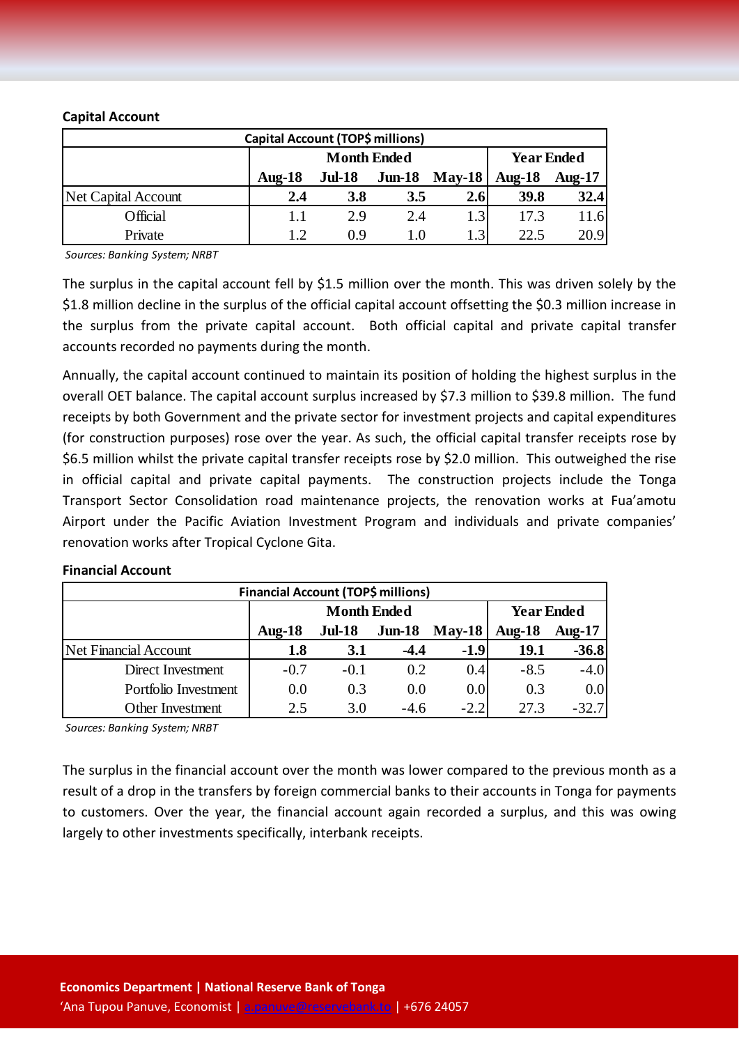**Capital Account**

| Capital Account (TOP$ millions) | | | | | | |
|---|---|---|---|---|---|---|
| | Month Ended | | | | Year Ended | |
| | Aug-18 | Jul-18 | Jun-18 | May-18 | Aug-18 | Aug-17 |
| Net Capital Account | **2.4** | **3.8** | **3.5** | **2.6** | **39.8** | **32.4** |
| Official | 1.1 | 2.9 | 2.4 | 1.3 | 17.3 | 11.6 |
| Private | 1.2 | 0.9 | 1.0 | 1.3 | 22.5 | 20.9 |

*Sources: Banking System; NRBT*

The surplus in the capital account fell by $1.5 million over the month. This was driven solely by the $1.8 million decline in the surplus of the official capital account offsetting the $0.3 million increase in the surplus from the private capital account. Both official capital and private capital transfer accounts recorded no payments during the month.

Annually, the capital account continued to maintain its position of holding the highest surplus in the overall OET balance. The capital account surplus increased by $7.3 million to $39.8 million. The fund receipts by both Government and the private sector for investment projects and capital expenditures (for construction purposes) rose over the year. As such, the official capital transfer receipts rose by $6.5 million whilst the private capital transfer receipts rose by $2.0 million. This outweighed the rise in official capital and private capital payments. The construction projects include the Tonga Transport Sector Consolidation road maintenance projects, the renovation works at Fua'amotu Airport under the Pacific Aviation Investment Program and individuals and private companies' renovation works after Tropical Cyclone Gita.

**Financial Account**

| Financial Account (TOP$ millions) | | | | | | |
|---|---|---|---|---|---|---|
| | Month Ended | | | | Year Ended | |
| | Aug-18 | Jul-18 | Jun-18 | May-18 | Aug-18 | Aug-17 |
| Net Financial Account | **1.8** | **3.1** | **-4.4** | **-1.9** | **19.1** | **-36.8** |
| Direct Investment | -0.7 | -0.1 | 0.2 | 0.4 | -8.5 | -4.0 |
| Portfolio Investment | 0.0 | 0.3 | 0.0 | 0.0 | 0.3 | 0.0 |
| Other Investment | 2.5 | 3.0 | -4.6 | -2.2 | 27.3 | -32.7 |

*Sources: Banking System; NRBT*

The surplus in the financial account over the month was lower compared to the previous month as a result of a drop in the transfers by foreign commercial banks to their accounts in Tonga for payments to customers. Over the year, the financial account again recorded a surplus, and this was owing largely to other investments specifically, interbank receipts.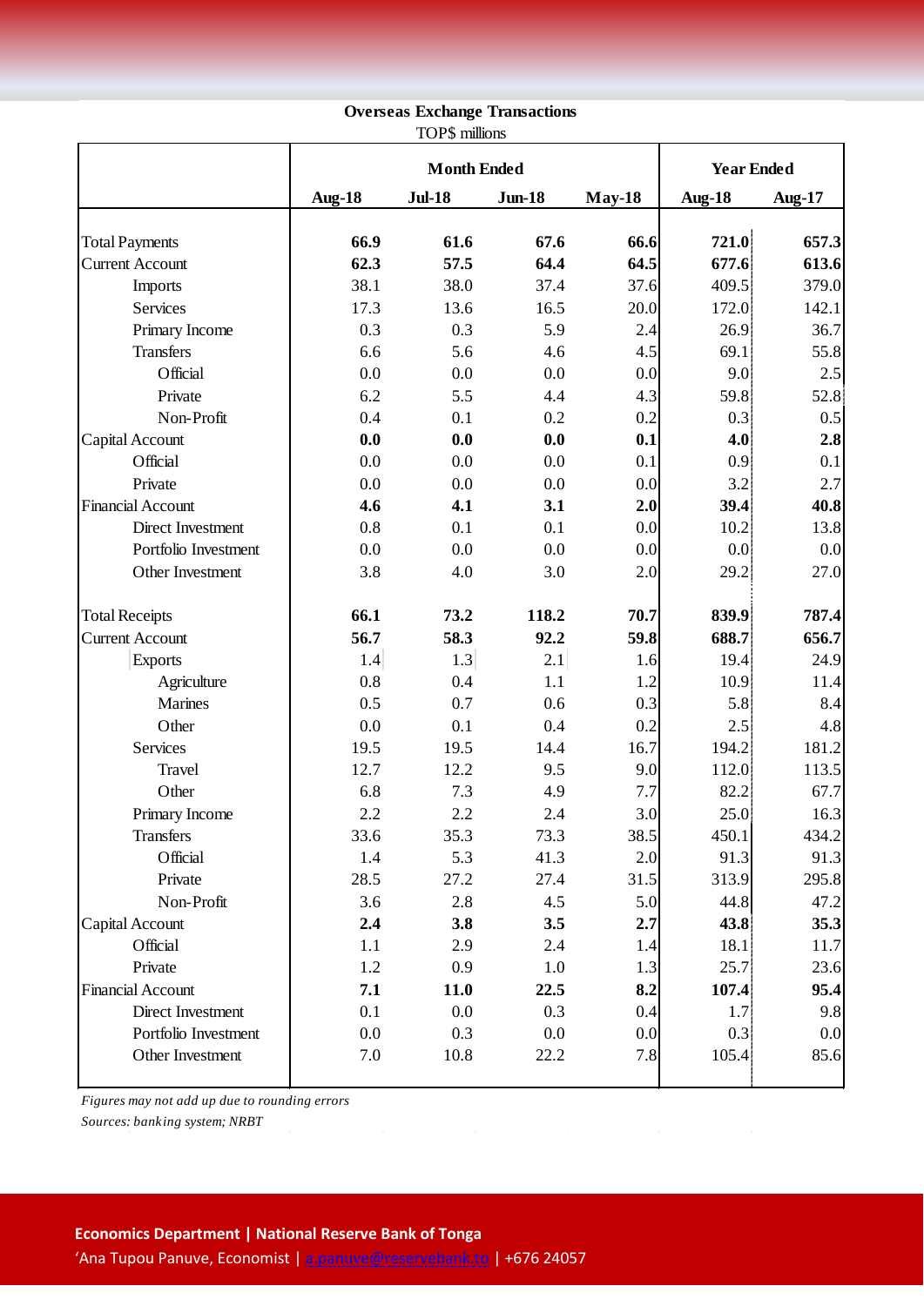**Overseas Exchange Transactions**

TOP$ millions

| | Month Ended | | | | Year Ended | |
|---|---|---|---|---|---|---|
| | Aug-18 | Jul-18 | Jun-18 | May-18 | Aug-18 | Aug-17 |
| **Total Payments** | **66.9** | **61.6** | **67.6** | **66.6** | **721.0** | **657.3** |
| **Current Account** | **62.3** | **57.5** | **64.4** | **64.5** | **677.6** | **613.6** |
| Imports | 38.1 | 38.0 | 37.4 | 37.6 | 409.5 | 379.0 |
| Services | 17.3 | 13.6 | 16.5 | 20.0 | 172.0 | 142.1 |
| Primary Income | 0.3 | 0.3 | 5.9 | 2.4 | 26.9 | 36.7 |
| Transfers | 6.6 | 5.6 | 4.6 | 4.5 | 69.1 | 55.8 |
| Official | 0.0 | 0.0 | 0.0 | 0.0 | 9.0 | 2.5 |
| Private | 6.2 | 5.5 | 4.4 | 4.3 | 59.8 | 52.8 |
| Non-Profit | 0.4 | 0.1 | 0.2 | 0.2 | 0.3 | 0.5 |
| **Capital Account** | **0.0** | **0.0** | **0.0** | **0.1** | **4.0** | **2.8** |
| Official | 0.0 | 0.0 | 0.0 | 0.1 | 0.9 | 0.1 |
| Private | 0.0 | 0.0 | 0.0 | 0.0 | 3.2 | 2.7 |
| **Financial Account** | **4.6** | **4.1** | **3.1** | **2.0** | **39.4** | **40.8** |
| Direct Investment | 0.8 | 0.1 | 0.1 | 0.0 | 10.2 | 13.8 |
| Portfolio Investment | 0.0 | 0.0 | 0.0 | 0.0 | 0.0 | 0.0 |
| Other Investment | 3.8 | 4.0 | 3.0 | 2.0 | 29.2 | 27.0 |
| **Total Receipts** | **66.1** | **73.2** | **118.2** | **70.7** | **839.9** | **787.4** |
| **Current Account** | **56.7** | **58.3** | **92.2** | **59.8** | **688.7** | **656.7** |
| Exports | 1.4 | 1.3 | 2.1 | 1.6 | 19.4 | 24.9 |
| Agriculture | 0.8 | 0.4 | 1.1 | 1.2 | 10.9 | 11.4 |
| Marines | 0.5 | 0.7 | 0.6 | 0.3 | 5.8 | 8.4 |
| Other | 0.0 | 0.1 | 0.4 | 0.2 | 2.5 | 4.8 |
| Services | 19.5 | 19.5 | 14.4 | 16.7 | 194.2 | 181.2 |
| Travel | 12.7 | 12.2 | 9.5 | 9.0 | 112.0 | 113.5 |
| Other | 6.8 | 7.3 | 4.9 | 7.7 | 82.2 | 67.7 |
| Primary Income | 2.2 | 2.2 | 2.4 | 3.0 | 25.0 | 16.3 |
| Transfers | 33.6 | 35.3 | 73.3 | 38.5 | 450.1 | 434.2 |
| Official | 1.4 | 5.3 | 41.3 | 2.0 | 91.3 | 91.3 |
| Private | 28.5 | 27.2 | 27.4 | 31.5 | 313.9 | 295.8 |
| Non-Profit | 3.6 | 2.8 | 4.5 | 5.0 | 44.8 | 47.2 |
| **Capital Account** | **2.4** | **3.8** | **3.5** | **2.7** | **43.8** | **35.3** |
| Official | 1.1 | 2.9 | 2.4 | 1.4 | 18.1 | 11.7 |
| Private | 1.2 | 0.9 | 1.0 | 1.3 | 25.7 | 23.6 |
| **Financial Account** | **7.1** | **11.0** | **22.5** | **8.2** | **107.4** | **95.4** |
| Direct Investment | 0.1 | 0.0 | 0.3 | 0.4 | 1.7 | 9.8 |
| Portfolio Investment | 0.0 | 0.3 | 0.0 | 0.0 | 0.3 | 0.0 |
| Other Investment | 7.0 | 10.8 | 22.2 | 7.8 | 105.4 | 85.6 |

*Figures may not add up due to rounding errors*

*Sources: banking system; NRBT*

**Economics Department | National Reserve Bank of Tonga**

'Ana Tupou Panuve, Economist | a.panuve@reservebank.to | +676 24057